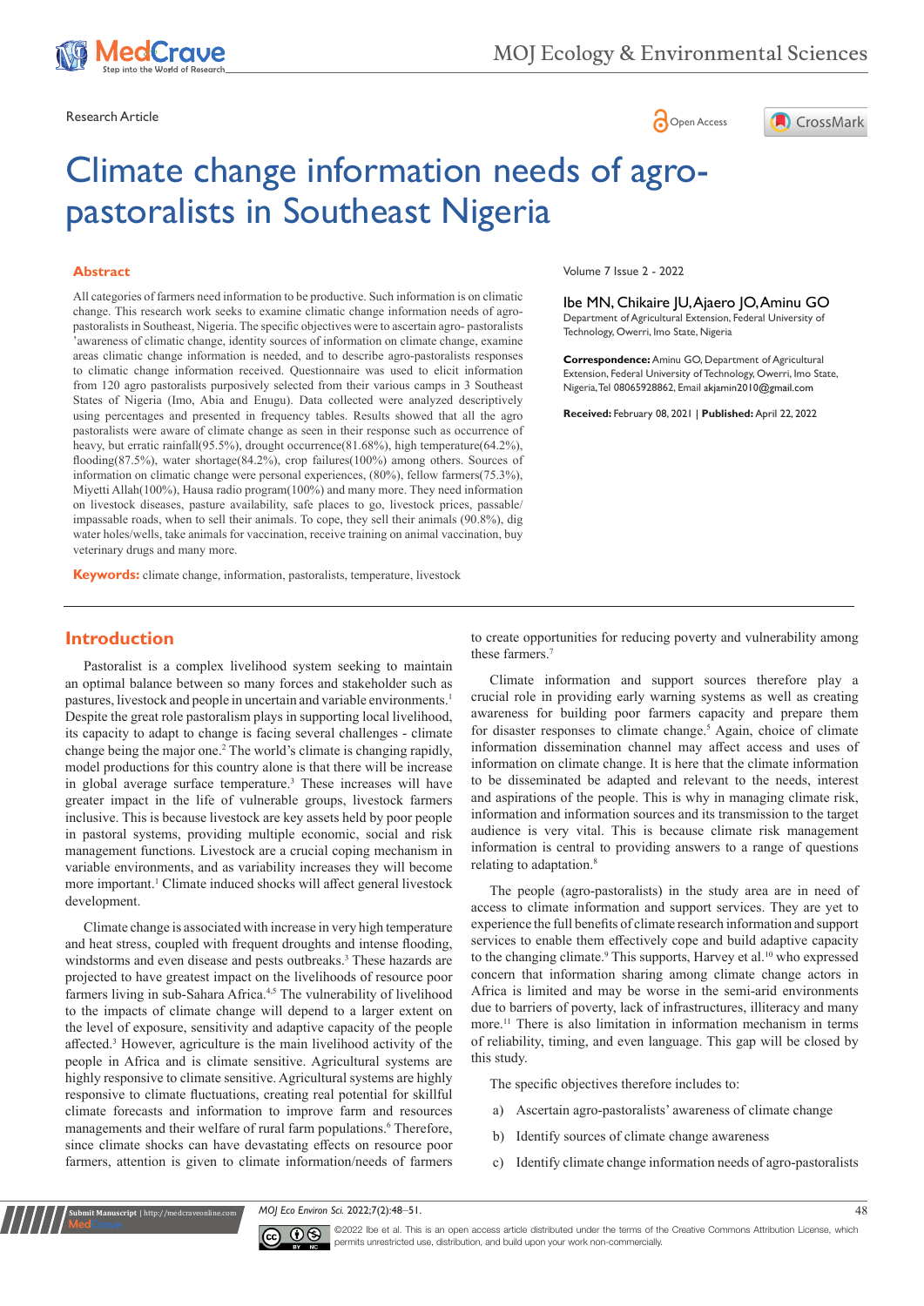Research Article

# Climate change information needs of agro-pastoralists in Southeast Nigeria

Volume 7 Issue 2 - 2022

Ibe MN, Chikaire JU, Ajaero JO, Aminu GO

Department of Agricultural Extension, Federal University of Technology, Owerri, Imo State, Nigeria

**Correspondence:** Aminu GO, Department of Agricultural Extension, Federal University of Technology, Owerri, Imo State, Nigeria, Tel 08065928862, Email akjamin2010@gmail.com

**Received:** February 08, 2021 | **Published:** April 22, 2022

## Abstract

All categories of farmers need information to be productive. Such information is on climatic change. This research work seeks to examine climatic change information needs of agro-pastoralists in Southeast, Nigeria. The specific objectives were to ascertain agro- pastoralists 'awareness of climatic change, identity sources of information on climate change, examine areas climatic change information is needed, and to describe agro-pastoralists responses to climatic change information received. Questionnaire was used to elicit information from 120 agro pastoralists purposively selected from their various camps in 3 Southeast States of Nigeria (Imo, Abia and Enugu). Data collected were analyzed descriptively using percentages and presented in frequency tables. Results showed that all the agro pastoralists were aware of climate change as seen in their response such as occurrence of heavy, but erratic rainfall(95.5%), drought occurrence(81.68%), high temperature(64.2%), flooding(87.5%), water shortage(84.2%), crop failures(100%) among others. Sources of information on climatic change were personal experiences, (80%), fellow farmers(75.3%), Miyetti Allah(100%), Hausa radio program(100%) and many more. They need information on livestock diseases, pasture availability, safe places to go, livestock prices, passable/impassable roads, when to sell their animals. To cope, they sell their animals (90.8%), dig water holes/wells, take animals for vaccination, receive training on animal vaccination, buy veterinary drugs and many more.

**Keywords:** climate change, information, pastoralists, temperature, livestock

## Introduction

Pastoralist is a complex livelihood system seeking to maintain an optimal balance between so many forces and stakeholder such as pastures, livestock and people in uncertain and variable environments.[1] Despite the great role pastoralism plays in supporting local livelihood, its capacity to adapt to change is facing several challenges - climate change being the major one.[2] The world's climate is changing rapidly, model productions for this country alone is that there will be increase in global average surface temperature.[3] These increases will have greater impact in the life of vulnerable groups, livestock farmers inclusive. This is because livestock are key assets held by poor people in pastoral systems, providing multiple economic, social and risk management functions. Livestock are a crucial coping mechanism in variable environments, and as variability increases they will become more important.[1] Climate induced shocks will affect general livestock development.

Climate change is associated with increase in very high temperature and heat stress, coupled with frequent droughts and intense flooding, windstorms and even disease and pests outbreaks.[3] These hazards are projected to have greatest impact on the livelihoods of resource poor farmers living in sub-Sahara Africa.[4,5] The vulnerability of livelihood to the impacts of climate change will depend to a larger extent on the level of exposure, sensitivity and adaptive capacity of the people affected.[3] However, agriculture is the main livelihood activity of the people in Africa and is climate sensitive. Agricultural systems are highly responsive to climate sensitive. Agricultural systems are highly responsive to climate fluctuations, creating real potential for skillful climate forecasts and information to improve farm and resources managements and their welfare of rural farm populations.[6] Therefore, since climate shocks can have devastating effects on resource poor farmers, attention is given to climate information/needs of farmers to create opportunities for reducing poverty and vulnerability among these farmers.[7]

Climate information and support sources therefore play a crucial role in providing early warning systems as well as creating awareness for building poor farmers capacity and prepare them for disaster responses to climate change.[5] Again, choice of climate information dissemination channel may affect access and uses of information on climate change. It is here that the climate information to be disseminated be adapted and relevant to the needs, interest and aspirations of the people. This is why in managing climate risk, information and information sources and its transmission to the target audience is very vital. This is because climate risk management information is central to providing answers to a range of questions relating to adaptation.[8]

The people (agro-pastoralists) in the study area are in need of access to climate information and support services. They are yet to experience the full benefits of climate research information and support services to enable them effectively cope and build adaptive capacity to the changing climate.[9] This supports, Harvey et al.[10] who expressed concern that information sharing among climate change actors in Africa is limited and may be worse in the semi-arid environments due to barriers of poverty, lack of infrastructures, illiteracy and many more.[11] There is also limitation in information mechanism in terms of reliability, timing, and even language. This gap will be closed by this study.

The specific objectives therefore includes to:

a) Ascertain agro-pastoralists' awareness of climate change

b) Identify sources of climate change awareness

c) Identify climate change information needs of agro-pastoralists

©2022 Ibe et al. This is an open access article distributed under the terms of the Creative Commons Attribution License, which permits unrestricted use, distribution, and build upon your work non-commercially.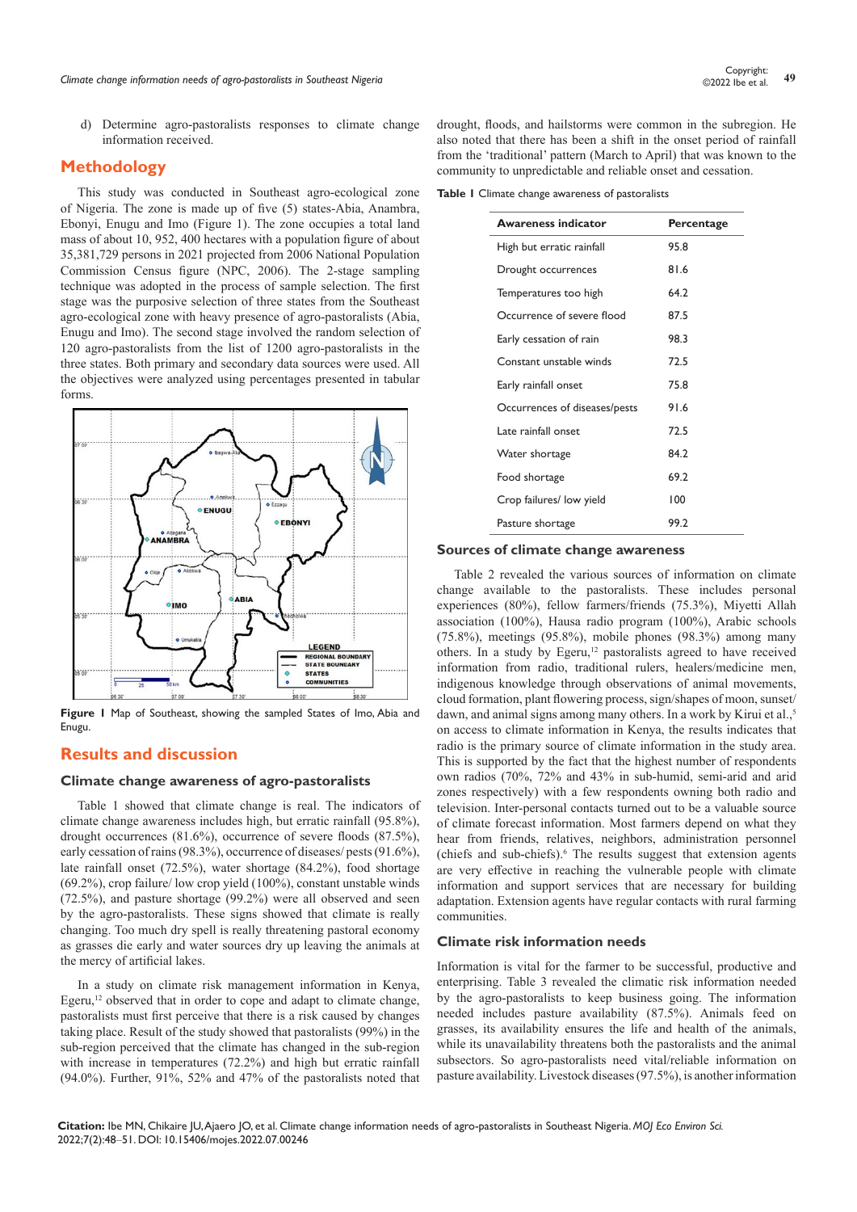d) Determine agro-pastoralists responses to climate change information received.

## Methodology

This study was conducted in Southeast agro-ecological zone of Nigeria. The zone is made up of five (5) states-Abia, Anambra, Ebonyi, Enugu and Imo (Figure 1). The zone occupies a total land mass of about 10, 952, 400 hectares with a population figure of about 35,381,729 persons in 2021 projected from 2006 National Population Commission Census figure (NPC, 2006). The 2-stage sampling technique was adopted in the process of sample selection. The first stage was the purposive selection of three states from the Southeast agro-ecological zone with heavy presence of agro-pastoralists (Abia, Enugu and Imo). The second stage involved the random selection of 120 agro-pastoralists from the list of 1200 agro-pastoralists in the three states. Both primary and secondary data sources were used. All the objectives were analyzed using percentages presented in tabular forms.

**Figure 1** Map of Southeast, showing the sampled States of Imo, Abia and Enugu.

## Results and discussion

### Climate change awareness of agro-pastoralists

Table 1 showed that climate change is real. The indicators of climate change awareness includes high, but erratic rainfall (95.8%), drought occurrences (81.6%), occurrence of severe floods (87.5%), early cessation of rains (98.3%), occurrence of diseases/ pests (91.6%), late rainfall onset (72.5%), water shortage (84.2%), food shortage (69.2%), crop failure/ low crop yield (100%), constant unstable winds (72.5%), and pasture shortage (99.2%) were all observed and seen by the agro-pastoralists. These signs showed that climate is really changing. Too much dry spell is really threatening pastoral economy as grasses die early and water sources dry up leaving the animals at the mercy of artificial lakes.

In a study on climate risk management information in Kenya, Egeru,[12] observed that in order to cope and adapt to climate change, pastoralists must first perceive that there is a risk caused by changes taking place. Result of the study showed that pastoralists (99%) in the sub-region perceived that the climate has changed in the sub-region with increase in temperatures (72.2%) and high but erratic rainfall (94.0%). Further, 91%, 52% and 47% of the pastoralists noted that drought, floods, and hailstorms were common in the subregion. He also noted that there has been a shift in the onset period of rainfall from the 'traditional' pattern (March to April) that was known to the community to unpredictable and reliable onset and cessation.

**Table 1** Climate change awareness of pastoralists

| Awareness indicator | Percentage |
|---|---|
| High but erratic rainfall | 95.8 |
| Drought occurrences | 81.6 |
| Temperatures too high | 64.2 |
| Occurrence of severe flood | 87.5 |
| Early cessation of rain | 98.3 |
| Constant unstable winds | 72.5 |
| Early rainfall onset | 75.8 |
| Occurrences of diseases/pests | 91.6 |
| Late rainfall onset | 72.5 |
| Water shortage | 84.2 |
| Food shortage | 69.2 |
| Crop failures/ low yield | 100 |
| Pasture shortage | 99.2 |

### Sources of climate change awareness

Table 2 revealed the various sources of information on climate change available to the pastoralists. These includes personal experiences (80%), fellow farmers/friends (75.3%), Miyetti Allah association (100%), Hausa radio program (100%), Arabic schools (75.8%), meetings (95.8%), mobile phones (98.3%) among many others. In a study by Egeru,[12] pastoralists agreed to have received information from radio, traditional rulers, healers/medicine men, indigenous knowledge through observations of animal movements, cloud formation, plant flowering process, sign/shapes of moon, sunset/dawn, and animal signs among many others. In a work by Kirui et al.,[5] on access to climate information in Kenya, the results indicates that radio is the primary source of climate information in the study area. This is supported by the fact that the highest number of respondents own radios (70%, 72% and 43% in sub-humid, semi-arid and arid zones respectively) with a few respondents owning both radio and television. Inter-personal contacts turned out to be a valuable source of climate forecast information. Most farmers depend on what they hear from friends, relatives, neighbors, administration personnel (chiefs and sub-chiefs).[6] The results suggest that extension agents are very effective in reaching the vulnerable people with climate information and support services that are necessary for building adaptation. Extension agents have regular contacts with rural farming communities.

### Climate risk information needs

Information is vital for the farmer to be successful, productive and enterprising. Table 3 revealed the climatic risk information needed by the agro-pastoralists to keep business going. The information needed includes pasture availability (87.5%). Animals feed on grasses, its availability ensures the life and health of the animals, while its unavailability threatens both the pastoralists and the animal subsectors. So agro-pastoralists need vital/reliable information on pasture availability. Livestock diseases (97.5%), is another information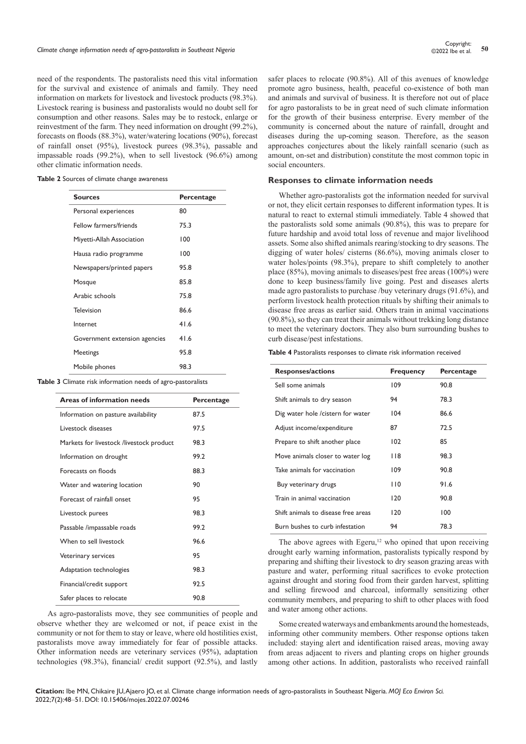need of the respondents. The pastoralists need this vital information for the survival and existence of animals and family. They need information on markets for livestock and livestock products (98.3%). Livestock rearing is business and pastoralists would no doubt sell for consumption and other reasons. Sales may be to restock, enlarge or reinvestment of the farm. They need information on drought (99.2%), forecasts on floods (88.3%), water/watering locations (90%), forecast of rainfall onset (95%), livestock purees (98.3%), passable and impassable roads (99.2%), when to sell livestock (96.6%) among other climatic information needs.

**Table 2** Sources of climate change awareness

| Sources | Percentage |
|---|---|
| Personal experiences | 80 |
| Fellow farmers/friends | 75.3 |
| Miyetti-Allah Association | 100 |
| Hausa radio programme | 100 |
| Newspapers/printed papers | 95.8 |
| Mosque | 85.8 |
| Arabic schools | 75.8 |
| Television | 86.6 |
| Internet | 41.6 |
| Government extension agencies | 41.6 |
| Meetings | 95.8 |
| Mobile phones | 98.3 |

**Table 3** Climate risk information needs of agro-pastoralists

| Areas of information needs | Percentage |
|---|---|
| Information on pasture availability | 87.5 |
| Livestock diseases | 97.5 |
| Markets for livestock /livestock product | 98.3 |
| Information on drought | 99.2 |
| Forecasts on floods | 88.3 |
| Water and watering location | 90 |
| Forecast of rainfall onset | 95 |
| Livestock purees | 98.3 |
| Passable /impassable roads | 99.2 |
| When to sell livestock | 96.6 |
| Veterinary services | 95 |
| Adaptation technologies | 98.3 |
| Financial/credit support | 92.5 |
| Safer places to relocate | 90.8 |

As agro-pastoralists move, they see communities of people and observe whether they are welcomed or not, if peace exist in the community or not for them to stay or leave, where old hostilities exist, pastoralists move away immediately for fear of possible attacks. Other information needs are veterinary services (95%), adaptation technologies (98.3%), financial/ credit support (92.5%), and lastly safer places to relocate (90.8%). All of this avenues of knowledge promote agro business, health, peaceful co-existence of both man and animals and survival of business. It is therefore not out of place for agro pastoralists to be in great need of such climate information for the growth of their business enterprise. Every member of the community is concerned about the nature of rainfall, drought and diseases during the up-coming season. Therefore, as the season approaches conjectures about the likely rainfall scenario (such as amount, on-set and distribution) constitute the most common topic in social encounters.

## Responses to climate information needs

Whether agro-pastoralists got the information needed for survival or not, they elicit certain responses to different information types. It is natural to react to external stimuli immediately. Table 4 showed that the pastoralists sold some animals (90.8%), this was to prepare for future hardship and avoid total loss of revenue and major livelihood assets. Some also shifted animals rearing/stocking to dry seasons. The digging of water holes/ cisterns (86.6%), moving animals closer to water holes/points (98.3%), prepare to shift completely to another place (85%), moving animals to diseases/pest free areas (100%) were done to keep business/family live going. Pest and diseases alerts made agro pastoralists to purchase /buy veterinary drugs (91.6%), and perform livestock health protection rituals by shifting their animals to disease free areas as earlier said. Others train in animal vaccinations (90.8%), so they can treat their animals without trekking long distance to meet the veterinary doctors. They also burn surrounding bushes to curb disease/pest infestations.

**Table 4** Pastoralists responses to climate risk information received

| Responses/actions | Frequency | Percentage |
|---|---|---|
| Sell some animals | 109 | 90.8 |
| Shift animals to dry season | 94 | 78.3 |
| Dig water hole /cistern for water | 104 | 86.6 |
| Adjust income/expenditure | 87 | 72.5 |
| Prepare to shift another place | 102 | 85 |
| Move animals closer to water log | 118 | 98.3 |
| Take animals for vaccination | 109 | 90.8 |
| Buy veterinary drugs | 110 | 91.6 |
| Train in animal vaccination | 120 | 90.8 |
| Shift animals to disease free areas | 120 | 100 |
| Burn bushes to curb infestation | 94 | 78.3 |

The above agrees with Egeru,[12] who opined that upon receiving drought early warning information, pastoralists typically respond by preparing and shifting their livestock to dry season grazing areas with pasture and water, performing ritual sacrifices to evoke protection against drought and storing food from their garden harvest, splitting and selling firewood and charcoal, informally sensitizing other community members, and preparing to shift to other places with food and water among other actions.

Some created waterways and embankments around the homesteads, informing other community members. Other response options taken included: staying alert and identification raised areas, moving away from areas adjacent to rivers and planting crops on higher grounds among other actions. In addition, pastoralists who received rainfall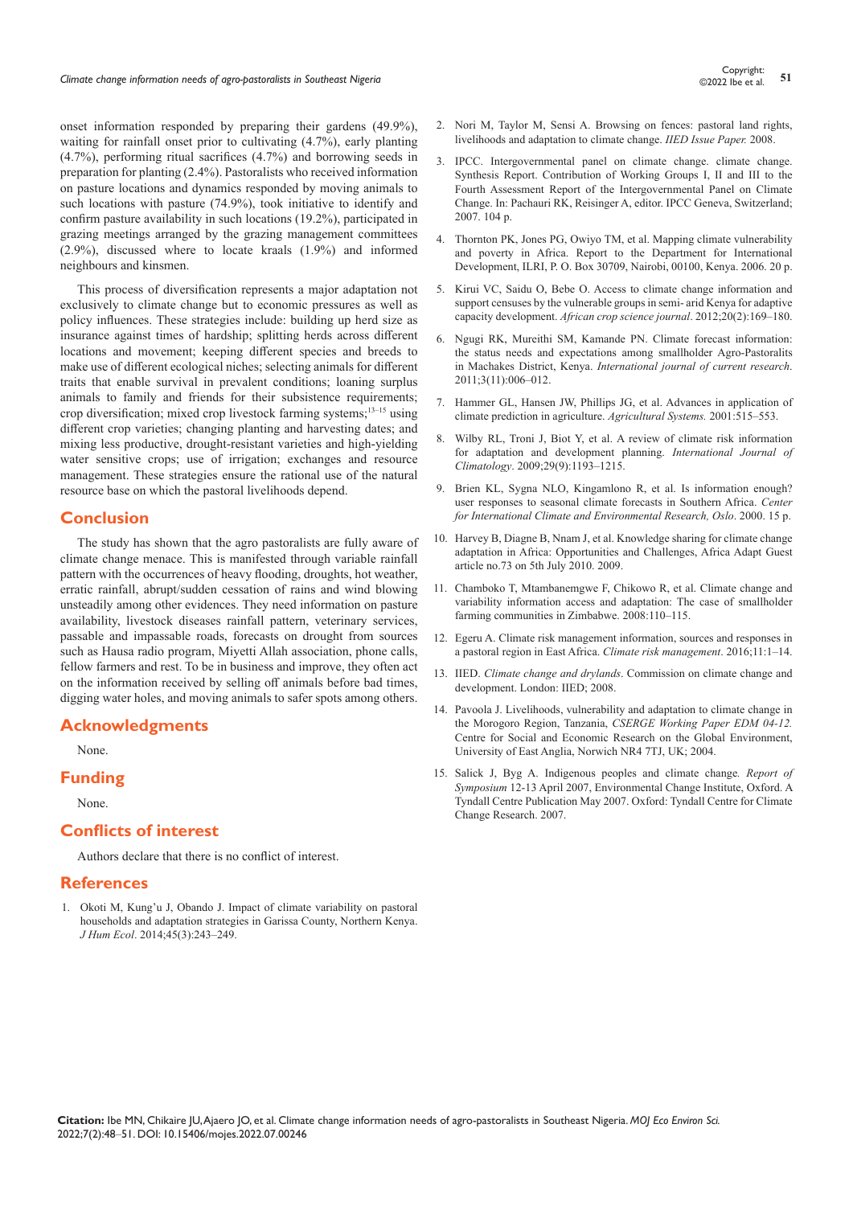onset information responded by preparing their gardens (49.9%), waiting for rainfall onset prior to cultivating (4.7%), early planting (4.7%), performing ritual sacrifices (4.7%) and borrowing seeds in preparation for planting (2.4%). Pastoralists who received information on pasture locations and dynamics responded by moving animals to such locations with pasture (74.9%), took initiative to identify and confirm pasture availability in such locations (19.2%), participated in grazing meetings arranged by the grazing management committees (2.9%), discussed where to locate kraals (1.9%) and informed neighbours and kinsmen.

This process of diversification represents a major adaptation not exclusively to climate change but to economic pressures as well as policy influences. These strategies include: building up herd size as insurance against times of hardship; splitting herds across different locations and movement; keeping different species and breeds to make use of different ecological niches; selecting animals for different traits that enable survival in prevalent conditions; loaning surplus animals to family and friends for their subsistence requirements; crop diversification; mixed crop livestock farming systems;[13–15] using different crop varieties; changing planting and harvesting dates; and mixing less productive, drought-resistant varieties and high-yielding water sensitive crops; use of irrigation; exchanges and resource management. These strategies ensure the rational use of the natural resource base on which the pastoral livelihoods depend.

## Conclusion

The study has shown that the agro pastoralists are fully aware of climate change menace. This is manifested through variable rainfall pattern with the occurrences of heavy flooding, droughts, hot weather, erratic rainfall, abrupt/sudden cessation of rains and wind blowing unsteadily among other evidences. They need information on pasture availability, livestock diseases rainfall pattern, veterinary services, passable and impassable roads, forecasts on drought from sources such as Hausa radio program, Miyetti Allah association, phone calls, fellow farmers and rest. To be in business and improve, they often act on the information received by selling off animals before bad times, digging water holes, and moving animals to safer spots among others.

## Acknowledgments

None.

## Funding

None.

## Conflicts of interest

Authors declare that there is no conflict of interest.

## References

1. Okoti M, Kung'u J, Obando J. Impact of climate variability on pastoral households and adaptation strategies in Garissa County, Northern Kenya. *J Hum Ecol*. 2014;45(3):243–249.
2. Nori M, Taylor M, Sensi A. Browsing on fences: pastoral land rights, livelihoods and adaptation to climate change. *IIED Issue Paper.* 2008.
3. IPCC. Intergovernmental panel on climate change. climate change. Synthesis Report. Contribution of Working Groups I, II and III to the Fourth Assessment Report of the Intergovernmental Panel on Climate Change. In: Pachauri RK, Reisinger A, editor. IPCC Geneva, Switzerland; 2007. 104 p.
4. Thornton PK, Jones PG, Owiyo TM, et al. Mapping climate vulnerability and poverty in Africa. Report to the Department for International Development, ILRI, P. O. Box 30709, Nairobi, 00100, Kenya. 2006. 20 p.
5. Kirui VC, Saidu O, Bebe O. Access to climate change information and support censuses by the vulnerable groups in semi- arid Kenya for adaptive capacity development. *African crop science journal*. 2012;20(2):169–180.
6. Ngugi RK, Mureithi SM, Kamande PN. Climate forecast information: the status needs and expectations among smallholder Agro-Pastoralits in Machakes District, Kenya. *International journal of current research*. 2011;3(11):006–012.
7. Hammer GL, Hansen JW, Phillips JG, et al. Advances in application of climate prediction in agriculture. *Agricultural Systems.* 2001:515–553.
8. Wilby RL, Troni J, Biot Y, et al. A review of climate risk information for adaptation and development planning. *International Journal of Climatology*. 2009;29(9):1193–1215.
9. Brien KL, Sygna NLO, Kingamlono R, et al. Is information enough? user responses to seasonal climate forecasts in Southern Africa. *Center for International Climate and Environmental Research, Oslo*. 2000. 15 p.
10. Harvey B, Diagne B, Nnam J, et al. Knowledge sharing for climate change adaptation in Africa: Opportunities and Challenges, Africa Adapt Guest article no.73 on 5th July 2010. 2009.
11. Chamboko T, Mtambanemgwe F, Chikowo R, et al. Climate change and variability information access and adaptation: The case of smallholder farming communities in Zimbabwe. 2008:110–115.
12. Egeru A. Climate risk management information, sources and responses in a pastoral region in East Africa. *Climate risk management*. 2016;11:1–14.
13. IIED. *Climate change and drylands*. Commission on climate change and development. London: IIED; 2008.
14. Pavoola J. Livelihoods, vulnerability and adaptation to climate change in the Morogoro Region, Tanzania, *CSERGE Working Paper EDM 04-12.* Centre for Social and Economic Research on the Global Environment, University of East Anglia, Norwich NR4 7TJ, UK; 2004.
15. Salick J, Byg A. Indigenous peoples and climate change*. Report of Symposium* 12-13 April 2007, Environmental Change Institute, Oxford. A Tyndall Centre Publication May 2007. Oxford: Tyndall Centre for Climate Change Research. 2007.